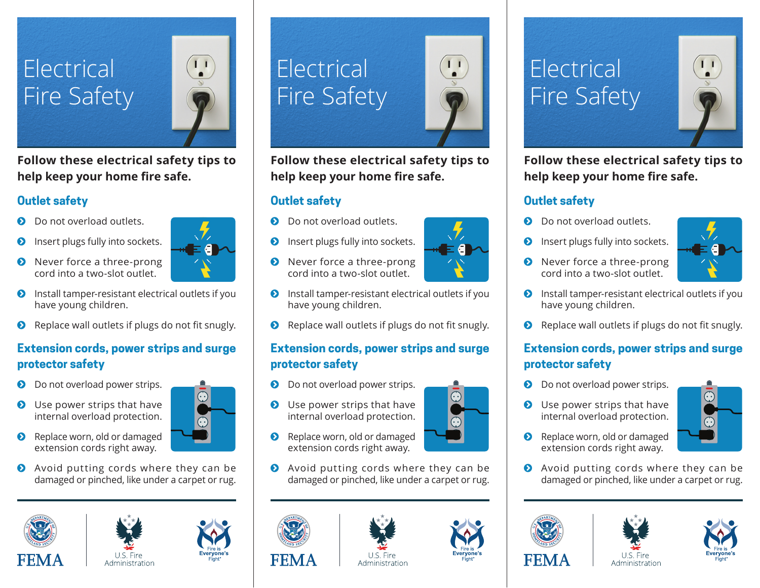# Electrical Fire Safety

**Follow these electrical safety tips to help keep your home fire safe.**

## Outlet safety

- Do not overload outlets.
- Insert plugs fully into sockets.
- Never force a three-prong cord into a two-slot outlet.
- Install tamper-resistant electrical outlets if you have young children.
- Replace wall outlets if plugs do not fit snugly.

## Extension cords, power strips and surge protector safety

- Do not overload power strips.
- Use power strips that have internal overload protection.
- Replace worn, old or damaged extension cords right away.
- Avoid putting cords where they can be damaged or pinched, like under a carpet or rug.

FEMA | U.S. Fire Administration | Fire is Everyone's Fight®

---

# Electrical Fire Safety

**Follow these electrical safety tips to help keep your home fire safe.**

## Outlet safety

- Do not overload outlets.
- Insert plugs fully into sockets.
- Never force a three-prong cord into a two-slot outlet.
- Install tamper-resistant electrical outlets if you have young children.
- Replace wall outlets if plugs do not fit snugly.

## Extension cords, power strips and surge protector safety

- Do not overload power strips.
- Use power strips that have internal overload protection.
- Replace worn, old or damaged extension cords right away.
- Avoid putting cords where they can be damaged or pinched, like under a carpet or rug.

FEMA | U.S. Fire Administration | Fire is Everyone's Fight®

---

# Electrical Fire Safety

**Follow these electrical safety tips to help keep your home fire safe.**

## Outlet safety

- Do not overload outlets.
- Insert plugs fully into sockets.
- Never force a three-prong cord into a two-slot outlet.
- Install tamper-resistant electrical outlets if you have young children.
- Replace wall outlets if plugs do not fit snugly.

## Extension cords, power strips and surge protector safety

- Do not overload power strips.
- Use power strips that have internal overload protection.
- Replace worn, old or damaged extension cords right away.
- Avoid putting cords where they can be damaged or pinched, like under a carpet or rug.

FEMA | U.S. Fire Administration | Fire is Everyone's Fight®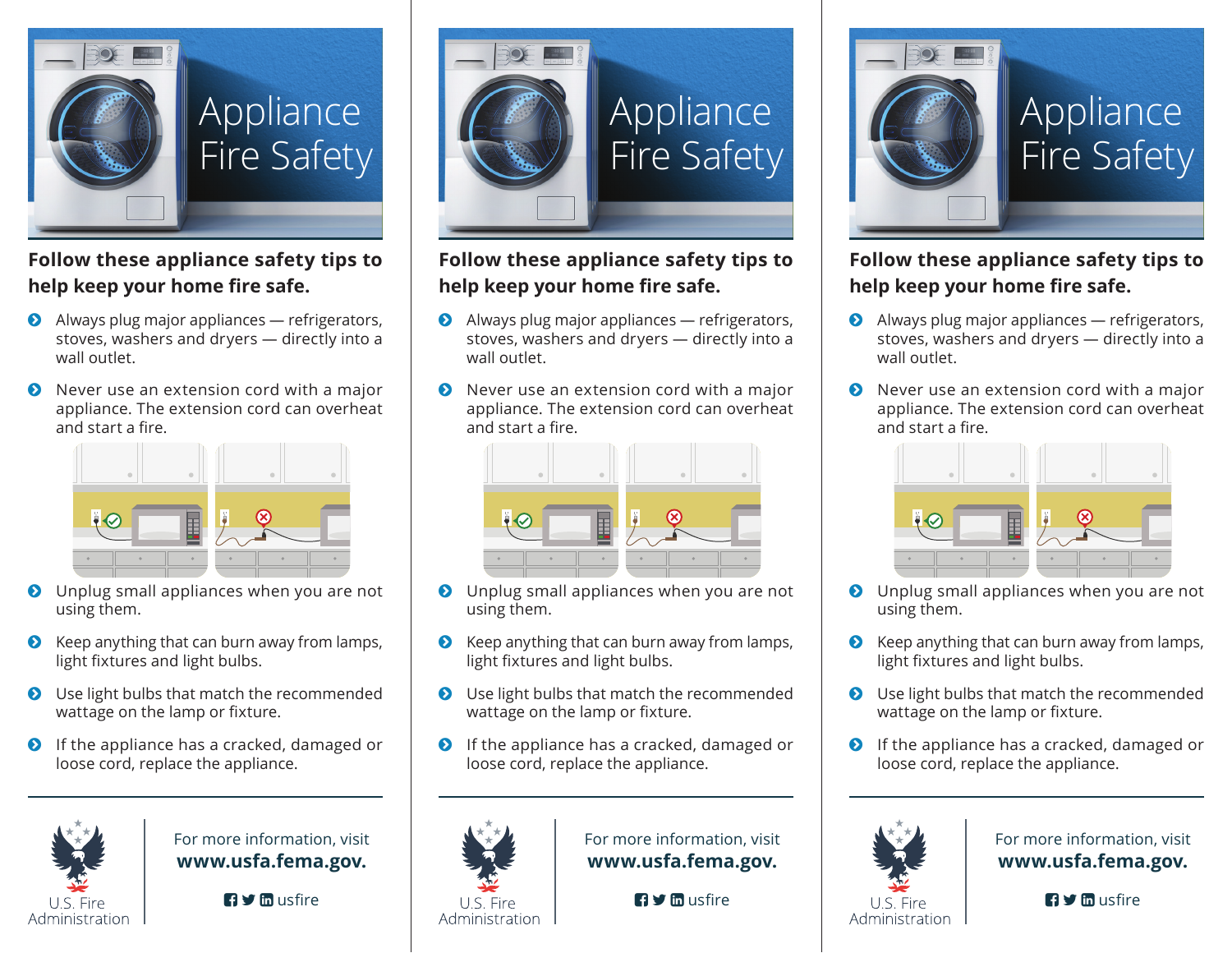# Appliance Fire Safety

**Follow these appliance safety tips to help keep your home fire safe.**

- Always plug major appliances — refrigerators, stoves, washers and dryers — directly into a wall outlet.
- Never use an extension cord with a major appliance. The extension cord can overheat and start a fire.
- Unplug small appliances when you are not using them.
- Keep anything that can burn away from lamps, light fixtures and light bulbs.
- Use light bulbs that match the recommended wattage on the lamp or fixture.
- If the appliance has a cracked, damaged or loose cord, replace the appliance.

U.S. Fire Administration

For more information, visit **www.usfa.fema.gov.**

usfire

# Appliance Fire Safety

**Follow these appliance safety tips to help keep your home fire safe.**

- Always plug major appliances — refrigerators, stoves, washers and dryers — directly into a wall outlet.
- Never use an extension cord with a major appliance. The extension cord can overheat and start a fire.
- Unplug small appliances when you are not using them.
- Keep anything that can burn away from lamps, light fixtures and light bulbs.
- Use light bulbs that match the recommended wattage on the lamp or fixture.
- If the appliance has a cracked, damaged or loose cord, replace the appliance.

U.S. Fire Administration

For more information, visit **www.usfa.fema.gov.**

usfire

# Appliance Fire Safety

**Follow these appliance safety tips to help keep your home fire safe.**

- Always plug major appliances — refrigerators, stoves, washers and dryers — directly into a wall outlet.
- Never use an extension cord with a major appliance. The extension cord can overheat and start a fire.
- Unplug small appliances when you are not using them.
- Keep anything that can burn away from lamps, light fixtures and light bulbs.
- Use light bulbs that match the recommended wattage on the lamp or fixture.
- If the appliance has a cracked, damaged or loose cord, replace the appliance.

U.S. Fire Administration

For more information, visit **www.usfa.fema.gov.**

usfire